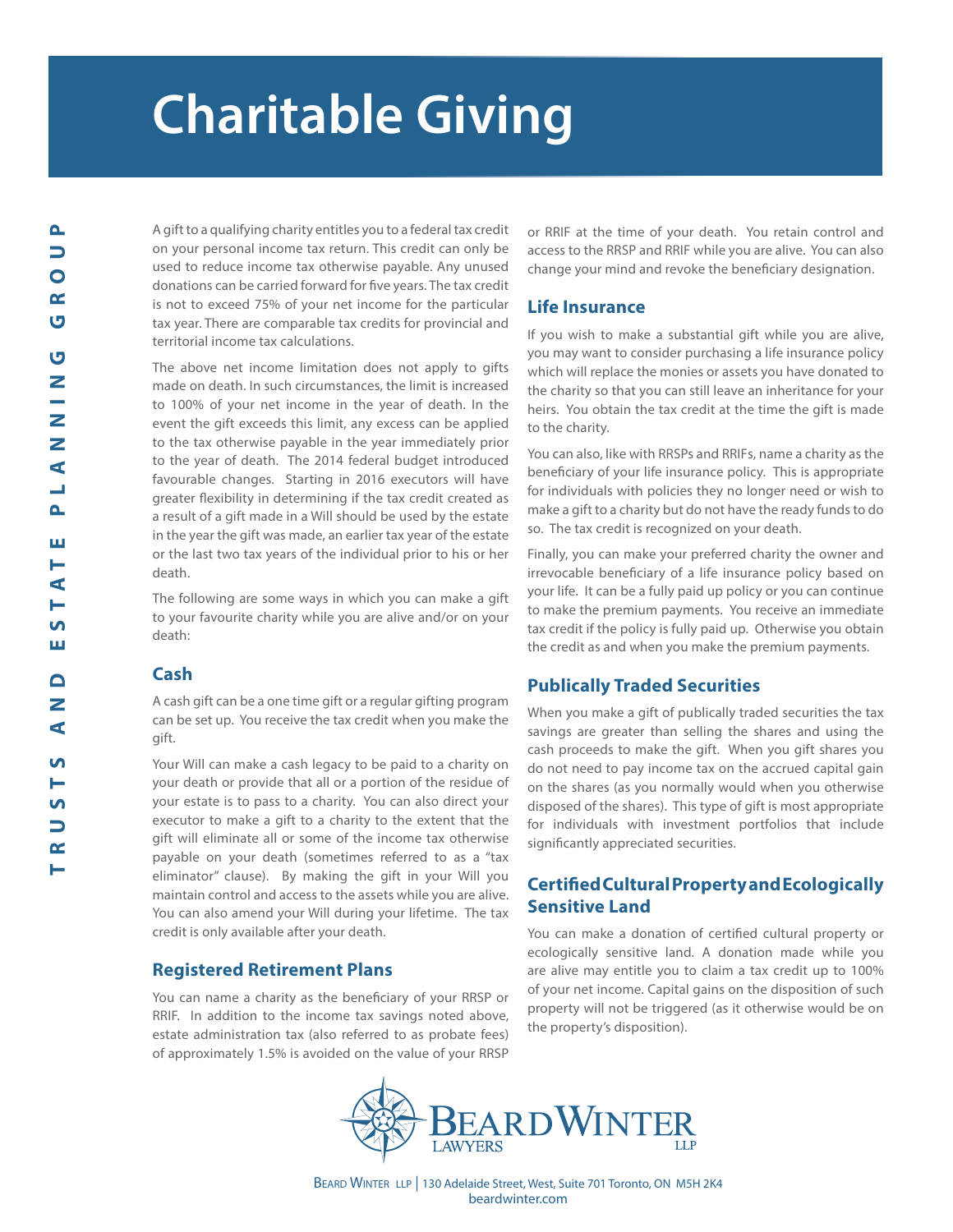# Charitable Giving

A gift to a qualifying charity entitles you to a federal tax credit on your personal income tax return. This credit can only be used to reduce income tax otherwise payable. Any unused donations can be carried forward for five years. The tax credit is not to exceed 75% of your net income for the particular tax year. There are comparable tax credits for provincial and territorial income tax calculations.

The above net income limitation does not apply to gifts made on death. In such circumstances, the limit is increased to 100% of your net income in the year of death. In the event the gift exceeds this limit, any excess can be applied to the tax otherwise payable in the year immediately prior to the year of death. The 2014 federal budget introduced favourable changes. Starting in 2016 executors will have greater flexibility in determining if the tax credit created as a result of a gift made in a Will should be used by the estate in the year the gift was made, an earlier tax year of the estate or the last two tax years of the individual prior to his or her death.

The following are some ways in which you can make a gift to your favourite charity while you are alive and/or on your death:

## Cash

A cash gift can be a one time gift or a regular gifting program can be set up. You receive the tax credit when you make the gift.

Your Will can make a cash legacy to be paid to a charity on your death or provide that all or a portion of the residue of your estate is to pass to a charity. You can also direct your executor to make a gift to a charity to the extent that the gift will eliminate all or some of the income tax otherwise payable on your death (sometimes referred to as a "tax eliminator" clause). By making the gift in your Will you maintain control and access to the assets while you are alive. You can also amend your Will during your lifetime. The tax credit is only available after your death.

## Registered Retirement Plans

You can name a charity as the beneficiary of your RRSP or RRIF. In addition to the income tax savings noted above, estate administration tax (also referred to as probate fees) of approximately 1.5% is avoided on the value of your RRSP or RRIF at the time of your death. You retain control and access to the RRSP and RRIF while you are alive. You can also change your mind and revoke the beneficiary designation.

## Life Insurance

If you wish to make a substantial gift while you are alive, you may want to consider purchasing a life insurance policy which will replace the monies or assets you have donated to the charity so that you can still leave an inheritance for your heirs. You obtain the tax credit at the time the gift is made to the charity.

You can also, like with RRSPs and RRIFs, name a charity as the beneficiary of your life insurance policy. This is appropriate for individuals with policies they no longer need or wish to make a gift to a charity but do not have the ready funds to do so. The tax credit is recognized on your death.

Finally, you can make your preferred charity the owner and irrevocable beneficiary of a life insurance policy based on your life. It can be a fully paid up policy or you can continue to make the premium payments. You receive an immediate tax credit if the policy is fully paid up. Otherwise you obtain the credit as and when you make the premium payments.

## Publically Traded Securities

When you make a gift of publically traded securities the tax savings are greater than selling the shares and using the cash proceeds to make the gift. When you gift shares you do not need to pay income tax on the accrued capital gain on the shares (as you normally would when you otherwise disposed of the shares). This type of gift is most appropriate for individuals with investment portfolios that include significantly appreciated securities.

## Certified Cultural Property and Ecologically Sensitive Land

You can make a donation of certified cultural property or ecologically sensitive land. A donation made while you are alive may entitle you to claim a tax credit up to 100% of your net income. Capital gains on the disposition of such property will not be triggered (as it otherwise would be on the property's disposition).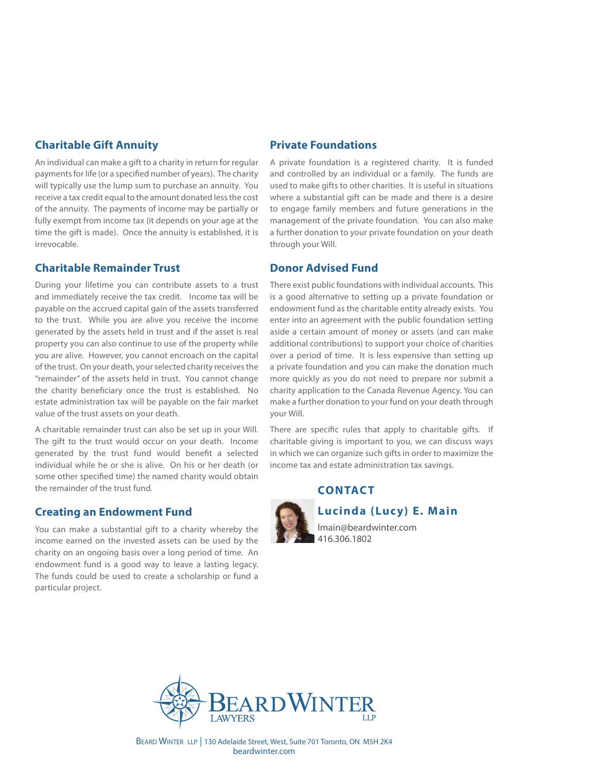## Charitable Gift Annuity

An individual can make a gift to a charity in return for regular payments for life (or a specified number of years). The charity will typically use the lump sum to purchase an annuity. You receive a tax credit equal to the amount donated less the cost of the annuity. The payments of income may be partially or fully exempt from income tax (it depends on your age at the time the gift is made). Once the annuity is established, it is irrevocable.

## Charitable Remainder Trust

During your lifetime you can contribute assets to a trust and immediately receive the tax credit. Income tax will be payable on the accrued capital gain of the assets transferred to the trust. While you are alive you receive the income generated by the assets held in trust and if the asset is real property you can also continue to use of the property while you are alive. However, you cannot encroach on the capital of the trust. On your death, your selected charity receives the "remainder" of the assets held in trust. You cannot change the charity beneficiary once the trust is established. No estate administration tax will be payable on the fair market value of the trust assets on your death.

A charitable remainder trust can also be set up in your Will. The gift to the trust would occur on your death. Income generated by the trust fund would benefit a selected individual while he or she is alive. On his or her death (or some other specified time) the named charity would obtain the remainder of the trust fund.

## Creating an Endowment Fund

You can make a substantial gift to a charity whereby the income earned on the invested assets can be used by the charity on an ongoing basis over a long period of time. An endowment fund is a good way to leave a lasting legacy. The funds could be used to create a scholarship or fund a particular project.

## Private Foundations

A private foundation is a registered charity. It is funded and controlled by an individual or a family. The funds are used to make gifts to other charities. It is useful in situations where a substantial gift can be made and there is a desire to engage family members and future generations in the management of the private foundation. You can also make a further donation to your private foundation on your death through your Will.

## Donor Advised Fund

There exist public foundations with individual accounts. This is a good alternative to setting up a private foundation or endowment fund as the charitable entity already exists. You enter into an agreement with the public foundation setting aside a certain amount of money or assets (and can make additional contributions) to support your choice of charities over a period of time. It is less expensive than setting up a private foundation and you can make the donation much more quickly as you do not need to prepare nor submit a charity application to the Canada Revenue Agency. You can make a further donation to your fund on your death through your Will.

There are specific rules that apply to charitable gifts. If charitable giving is important to you, we can discuss ways in which we can organize such gifts in order to maximize the income tax and estate administration tax savings.

## CONTACT

**Lucinda (Lucy) E. Main**

lmain@beardwinter.com
416.306.1802

BEARDWINTER LAWYERS LLP

Beard Winter LLP | 130 Adelaide Street, West, Suite 701 Toronto, ON M5H 2K4
beardwinter.com